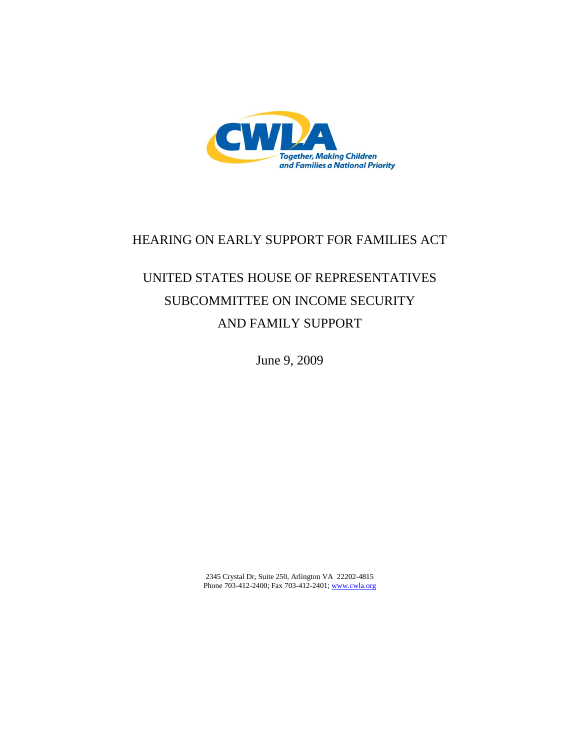CWLA

Together, Making Children and Families a National Priority

# HEARING ON EARLY SUPPORT FOR FAMILIES ACT

## UNITED STATES HOUSE OF REPRESENTATIVES SUBCOMMITTEE ON INCOME SECURITY AND FAMILY SUPPORT

June 9, 2009

2345 Crystal Dr, Suite 250, Arlington VA 22202-4815
Phone 703-412-2400; Fax 703-412-2401; www.cwla.org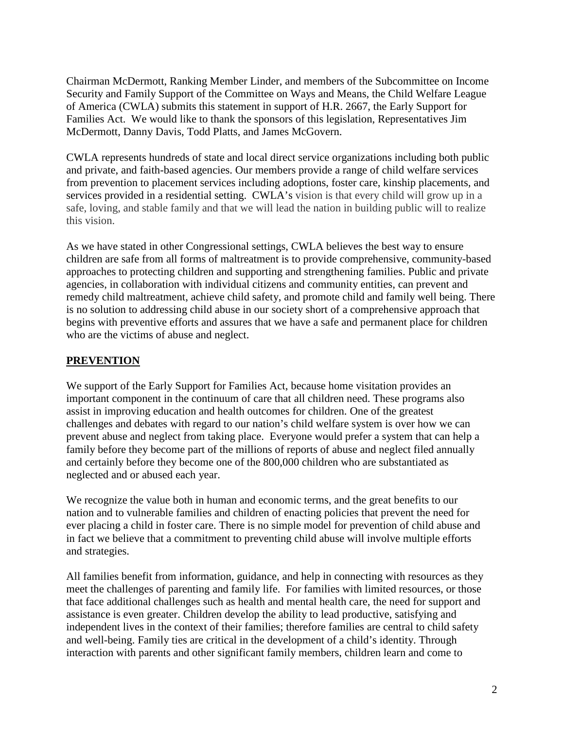Chairman McDermott, Ranking Member Linder, and members of the Subcommittee on Income Security and Family Support of the Committee on Ways and Means, the Child Welfare League of America (CWLA) submits this statement in support of H.R. 2667, the Early Support for Families Act. We would like to thank the sponsors of this legislation, Representatives Jim McDermott, Danny Davis, Todd Platts, and James McGovern.

CWLA represents hundreds of state and local direct service organizations including both public and private, and faith-based agencies. Our members provide a range of child welfare services from prevention to placement services including adoptions, foster care, kinship placements, and services provided in a residential setting. CWLA's vision is that every child will grow up in a safe, loving, and stable family and that we will lead the nation in building public will to realize this vision.

As we have stated in other Congressional settings, CWLA believes the best way to ensure children are safe from all forms of maltreatment is to provide comprehensive, community-based approaches to protecting children and supporting and strengthening families. Public and private agencies, in collaboration with individual citizens and community entities, can prevent and remedy child maltreatment, achieve child safety, and promote child and family well being. There is no solution to addressing child abuse in our society short of a comprehensive approach that begins with preventive efforts and assures that we have a safe and permanent place for children who are the victims of abuse and neglect.

## **PREVENTION**

We support of the Early Support for Families Act, because home visitation provides an important component in the continuum of care that all children need. These programs also assist in improving education and health outcomes for children. One of the greatest challenges and debates with regard to our nation's child welfare system is over how we can prevent abuse and neglect from taking place. Everyone would prefer a system that can help a family before they become part of the millions of reports of abuse and neglect filed annually and certainly before they become one of the 800,000 children who are substantiated as neglected and or abused each year.

We recognize the value both in human and economic terms, and the great benefits to our nation and to vulnerable families and children of enacting policies that prevent the need for ever placing a child in foster care. There is no simple model for prevention of child abuse and in fact we believe that a commitment to preventing child abuse will involve multiple efforts and strategies.

All families benefit from information, guidance, and help in connecting with resources as they meet the challenges of parenting and family life. For families with limited resources, or those that face additional challenges such as health and mental health care, the need for support and assistance is even greater. Children develop the ability to lead productive, satisfying and independent lives in the context of their families; therefore families are central to child safety and well-being. Family ties are critical in the development of a child's identity. Through interaction with parents and other significant family members, children learn and come to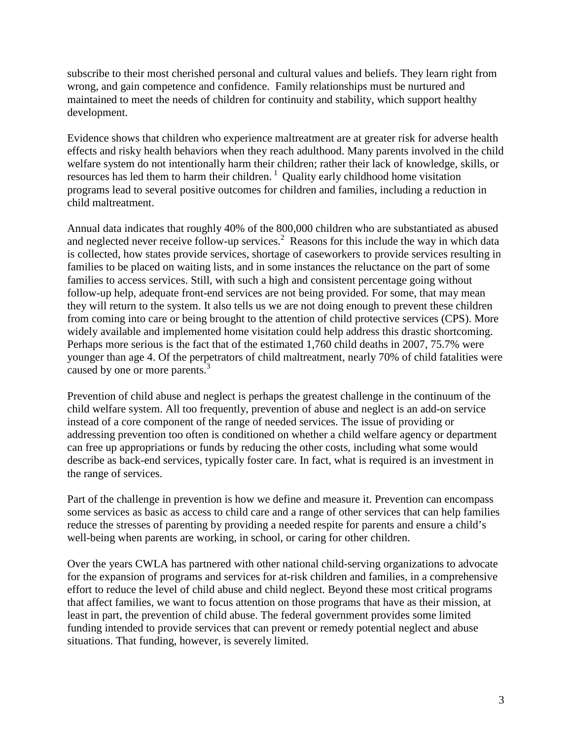subscribe to their most cherished personal and cultural values and beliefs. They learn right from wrong, and gain competence and confidence. Family relationships must be nurtured and maintained to meet the needs of children for continuity and stability, which support healthy development.

Evidence shows that children who experience maltreatment are at greater risk for adverse health effects and risky health behaviors when they reach adulthood. Many parents involved in the child welfare system do not intentionally harm their children; rather their lack of knowledge, skills, or resources has led them to harm their children. [1] Quality early childhood home visitation programs lead to several positive outcomes for children and families, including a reduction in child maltreatment.

Annual data indicates that roughly 40% of the 800,000 children who are substantiated as abused and neglected never receive follow-up services.[2] Reasons for this include the way in which data is collected, how states provide services, shortage of caseworkers to provide services resulting in families to be placed on waiting lists, and in some instances the reluctance on the part of some families to access services. Still, with such a high and consistent percentage going without follow-up help, adequate front-end services are not being provided. For some, that may mean they will return to the system. It also tells us we are not doing enough to prevent these children from coming into care or being brought to the attention of child protective services (CPS). More widely available and implemented home visitation could help address this drastic shortcoming. Perhaps more serious is the fact that of the estimated 1,760 child deaths in 2007, 75.7% were younger than age 4. Of the perpetrators of child maltreatment, nearly 70% of child fatalities were caused by one or more parents.[3]

Prevention of child abuse and neglect is perhaps the greatest challenge in the continuum of the child welfare system. All too frequently, prevention of abuse and neglect is an add-on service instead of a core component of the range of needed services. The issue of providing or addressing prevention too often is conditioned on whether a child welfare agency or department can free up appropriations or funds by reducing the other costs, including what some would describe as back-end services, typically foster care. In fact, what is required is an investment in the range of services.

Part of the challenge in prevention is how we define and measure it. Prevention can encompass some services as basic as access to child care and a range of other services that can help families reduce the stresses of parenting by providing a needed respite for parents and ensure a child's well-being when parents are working, in school, or caring for other children.

Over the years CWLA has partnered with other national child-serving organizations to advocate for the expansion of programs and services for at-risk children and families, in a comprehensive effort to reduce the level of child abuse and child neglect. Beyond these most critical programs that affect families, we want to focus attention on those programs that have as their mission, at least in part, the prevention of child abuse. The federal government provides some limited funding intended to provide services that can prevent or remedy potential neglect and abuse situations. That funding, however, is severely limited.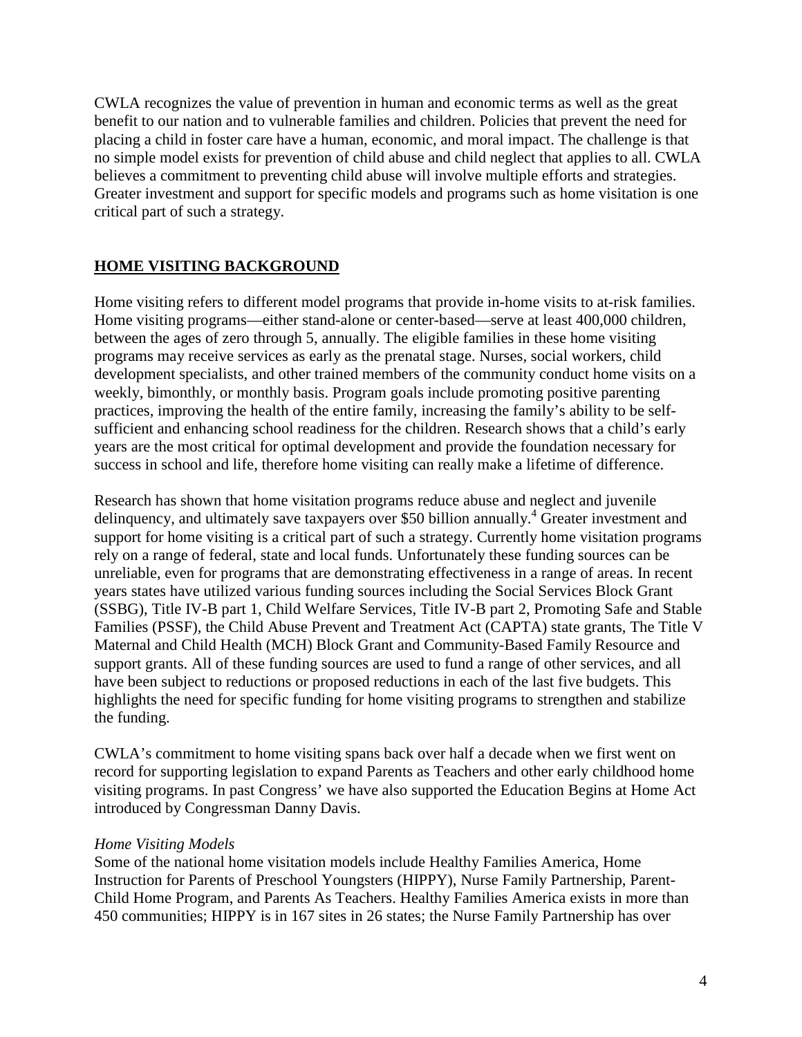CWLA recognizes the value of prevention in human and economic terms as well as the great benefit to our nation and to vulnerable families and children. Policies that prevent the need for placing a child in foster care have a human, economic, and moral impact. The challenge is that no simple model exists for prevention of child abuse and child neglect that applies to all. CWLA believes a commitment to preventing child abuse will involve multiple efforts and strategies. Greater investment and support for specific models and programs such as home visitation is one critical part of such a strategy.

## **HOME VISITING BACKGROUND**

Home visiting refers to different model programs that provide in-home visits to at-risk families. Home visiting programs—either stand-alone or center-based—serve at least 400,000 children, between the ages of zero through 5, annually. The eligible families in these home visiting programs may receive services as early as the prenatal stage. Nurses, social workers, child development specialists, and other trained members of the community conduct home visits on a weekly, bimonthly, or monthly basis. Program goals include promoting positive parenting practices, improving the health of the entire family, increasing the family's ability to be self-sufficient and enhancing school readiness for the children. Research shows that a child's early years are the most critical for optimal development and provide the foundation necessary for success in school and life, therefore home visiting can really make a lifetime of difference.

Research has shown that home visitation programs reduce abuse and neglect and juvenile delinquency, and ultimately save taxpayers over $50 billion annually.[4] Greater investment and support for home visiting is a critical part of such a strategy. Currently home visitation programs rely on a range of federal, state and local funds. Unfortunately these funding sources can be unreliable, even for programs that are demonstrating effectiveness in a range of areas. In recent years states have utilized various funding sources including the Social Services Block Grant (SSBG), Title IV-B part 1, Child Welfare Services, Title IV-B part 2, Promoting Safe and Stable Families (PSSF), the Child Abuse Prevent and Treatment Act (CAPTA) state grants, The Title V Maternal and Child Health (MCH) Block Grant and Community-Based Family Resource and support grants. All of these funding sources are used to fund a range of other services, and all have been subject to reductions or proposed reductions in each of the last five budgets. This highlights the need for specific funding for home visiting programs to strengthen and stabilize the funding.

CWLA's commitment to home visiting spans back over half a decade when we first went on record for supporting legislation to expand Parents as Teachers and other early childhood home visiting programs. In past Congress' we have also supported the Education Begins at Home Act introduced by Congressman Danny Davis.

*Home Visiting Models*

Some of the national home visitation models include Healthy Families America, Home Instruction for Parents of Preschool Youngsters (HIPPY), Nurse Family Partnership, Parent-Child Home Program, and Parents As Teachers. Healthy Families America exists in more than 450 communities; HIPPY is in 167 sites in 26 states; the Nurse Family Partnership has over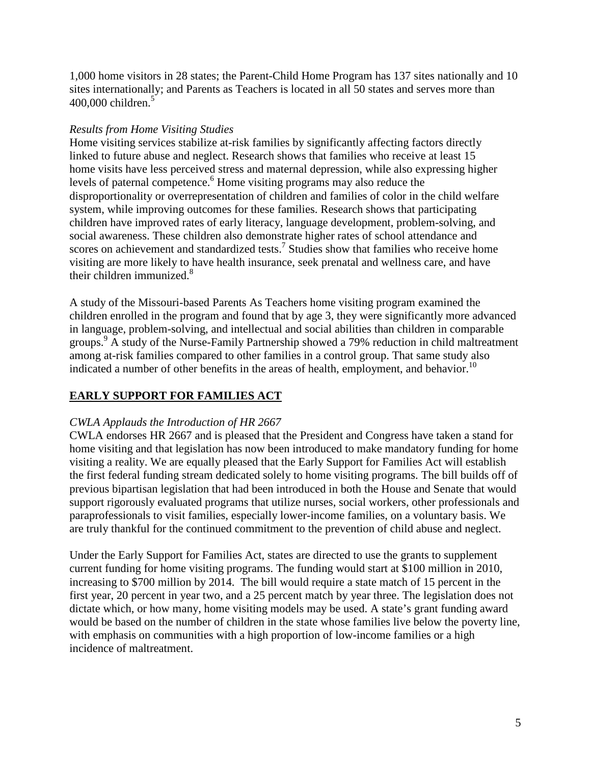1,000 home visitors in 28 states; the Parent-Child Home Program has 137 sites nationally and 10 sites internationally; and Parents as Teachers is located in all 50 states and serves more than 400,000 children.[5]

*Results from Home Visiting Studies*

Home visiting services stabilize at-risk families by significantly affecting factors directly linked to future abuse and neglect. Research shows that families who receive at least 15 home visits have less perceived stress and maternal depression, while also expressing higher levels of paternal competence.[6] Home visiting programs may also reduce the disproportionality or overrepresentation of children and families of color in the child welfare system, while improving outcomes for these families. Research shows that participating children have improved rates of early literacy, language development, problem-solving, and social awareness. These children also demonstrate higher rates of school attendance and scores on achievement and standardized tests.[7] Studies show that families who receive home visiting are more likely to have health insurance, seek prenatal and wellness care, and have their children immunized.[8]

A study of the Missouri-based Parents As Teachers home visiting program examined the children enrolled in the program and found that by age 3, they were significantly more advanced in language, problem-solving, and intellectual and social abilities than children in comparable groups.[9] A study of the Nurse-Family Partnership showed a 79% reduction in child maltreatment among at-risk families compared to other families in a control group. That same study also indicated a number of other benefits in the areas of health, employment, and behavior.[10]

## EARLY SUPPORT FOR FAMILIES ACT

*CWLA Applauds the Introduction of HR 2667*

CWLA endorses HR 2667 and is pleased that the President and Congress have taken a stand for home visiting and that legislation has now been introduced to make mandatory funding for home visiting a reality. We are equally pleased that the Early Support for Families Act will establish the first federal funding stream dedicated solely to home visiting programs. The bill builds off of previous bipartisan legislation that had been introduced in both the House and Senate that would support rigorously evaluated programs that utilize nurses, social workers, other professionals and paraprofessionals to visit families, especially lower-income families, on a voluntary basis. We are truly thankful for the continued commitment to the prevention of child abuse and neglect.

Under the Early Support for Families Act, states are directed to use the grants to supplement current funding for home visiting programs. The funding would start at $100 million in 2010, increasing to $700 million by 2014. The bill would require a state match of 15 percent in the first year, 20 percent in year two, and a 25 percent match by year three. The legislation does not dictate which, or how many, home visiting models may be used. A state's grant funding award would be based on the number of children in the state whose families live below the poverty line, with emphasis on communities with a high proportion of low-income families or a high incidence of maltreatment.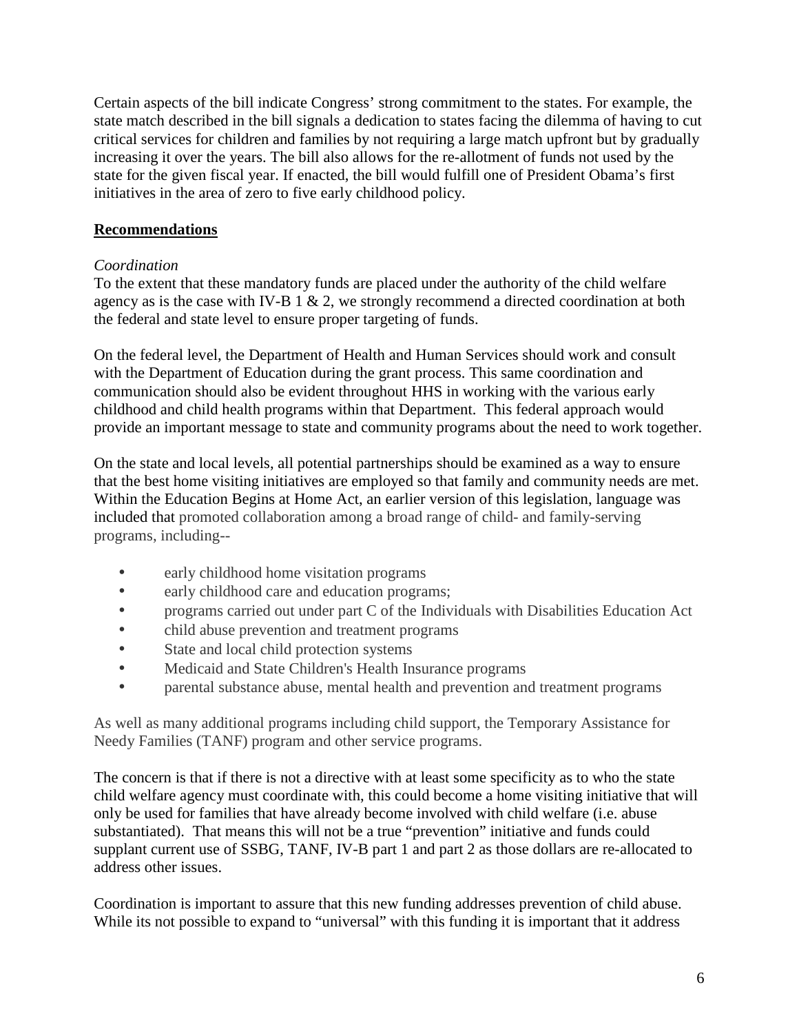Certain aspects of the bill indicate Congress' strong commitment to the states. For example, the state match described in the bill signals a dedication to states facing the dilemma of having to cut critical services for children and families by not requiring a large match upfront but by gradually increasing it over the years. The bill also allows for the re-allotment of funds not used by the state for the given fiscal year. If enacted, the bill would fulfill one of President Obama's first initiatives in the area of zero to five early childhood policy.

## Recommendations

*Coordination*

To the extent that these mandatory funds are placed under the authority of the child welfare agency as is the case with IV-B 1 & 2, we strongly recommend a directed coordination at both the federal and state level to ensure proper targeting of funds.

On the federal level, the Department of Health and Human Services should work and consult with the Department of Education during the grant process. This same coordination and communication should also be evident throughout HHS in working with the various early childhood and child health programs within that Department. This federal approach would provide an important message to state and community programs about the need to work together.

On the state and local levels, all potential partnerships should be examined as a way to ensure that the best home visiting initiatives are employed so that family and community needs are met. Within the Education Begins at Home Act, an earlier version of this legislation, language was included that promoted collaboration among a broad range of child- and family-serving programs, including--

- early childhood home visitation programs
- early childhood care and education programs;
- programs carried out under part C of the Individuals with Disabilities Education Act
- child abuse prevention and treatment programs
- State and local child protection systems
- Medicaid and State Children's Health Insurance programs
- parental substance abuse, mental health and prevention and treatment programs

As well as many additional programs including child support, the Temporary Assistance for Needy Families (TANF) program and other service programs.

The concern is that if there is not a directive with at least some specificity as to who the state child welfare agency must coordinate with, this could become a home visiting initiative that will only be used for families that have already become involved with child welfare (i.e. abuse substantiated). That means this will not be a true "prevention" initiative and funds could supplant current use of SSBG, TANF, IV-B part 1 and part 2 as those dollars are re-allocated to address other issues.

Coordination is important to assure that this new funding addresses prevention of child abuse. While its not possible to expand to "universal" with this funding it is important that it address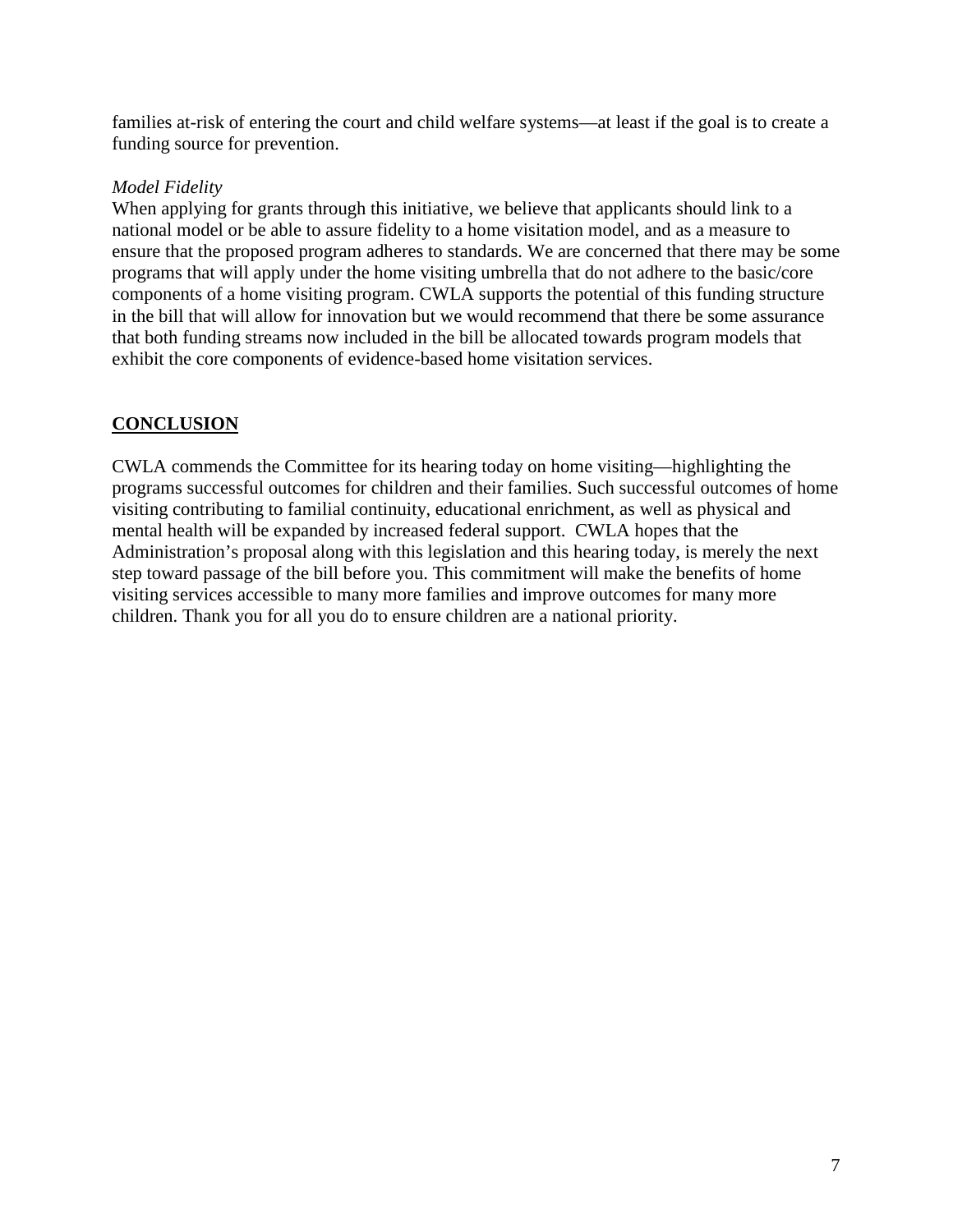families at-risk of entering the court and child welfare systems—at least if the goal is to create a funding source for prevention.

*Model Fidelity*

When applying for grants through this initiative, we believe that applicants should link to a national model or be able to assure fidelity to a home visitation model, and as a measure to ensure that the proposed program adheres to standards. We are concerned that there may be some programs that will apply under the home visiting umbrella that do not adhere to the basic/core components of a home visiting program. CWLA supports the potential of this funding structure in the bill that will allow for innovation but we would recommend that there be some assurance that both funding streams now included in the bill be allocated towards program models that exhibit the core components of evidence-based home visitation services.

## CONCLUSION

CWLA commends the Committee for its hearing today on home visiting—highlighting the programs successful outcomes for children and their families. Such successful outcomes of home visiting contributing to familial continuity, educational enrichment, as well as physical and mental health will be expanded by increased federal support. CWLA hopes that the Administration's proposal along with this legislation and this hearing today, is merely the next step toward passage of the bill before you. This commitment will make the benefits of home visiting services accessible to many more families and improve outcomes for many more children. Thank you for all you do to ensure children are a national priority.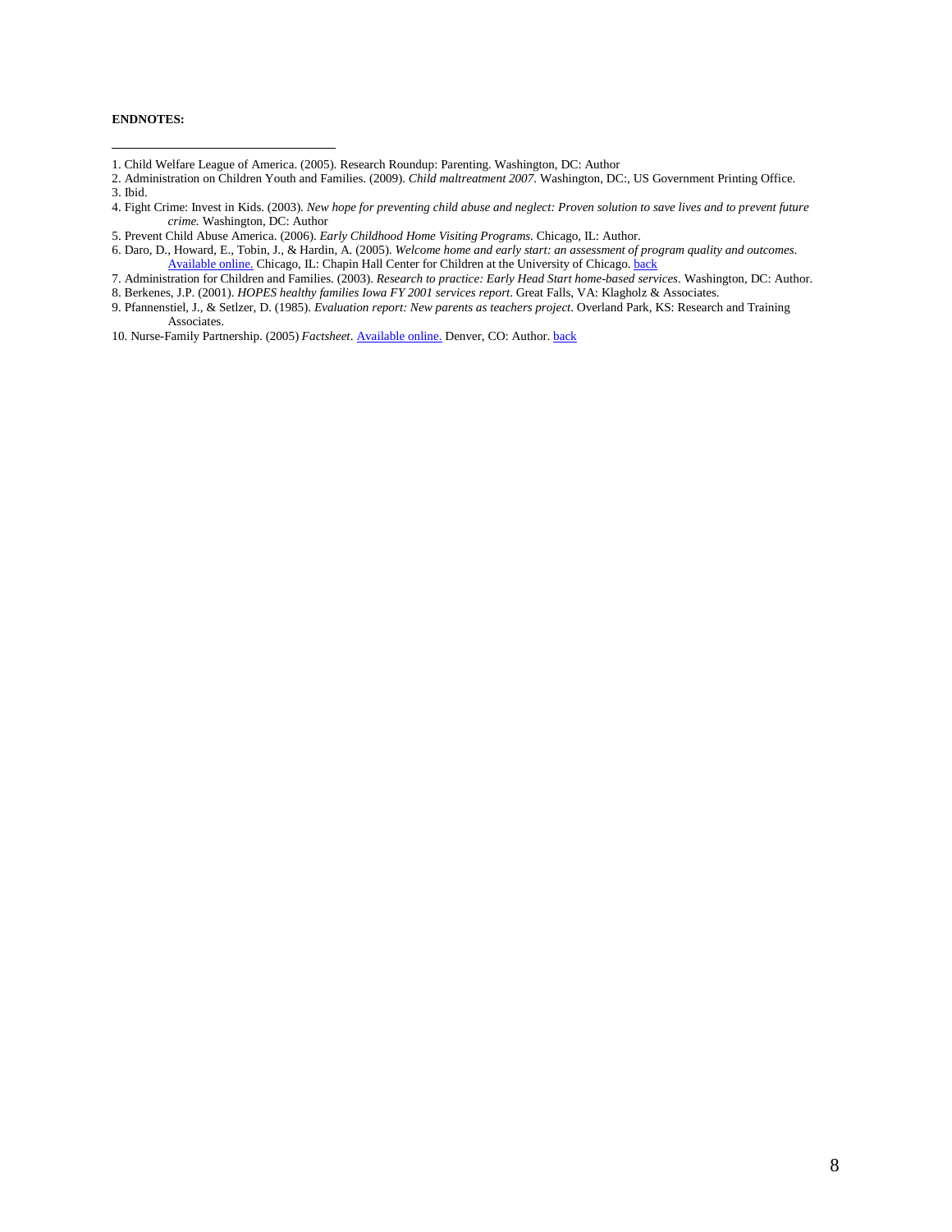**ENDNOTES:**

1. Child Welfare League of America. (2005). Research Roundup: Parenting. Washington, DC: Author
2. Administration on Children Youth and Families. (2009). *Child maltreatment 2007*. Washington, DC:, US Government Printing Office.
3. Ibid.
4. Fight Crime: Invest in Kids. (2003). *New hope for preventing child abuse and neglect: Proven solution to save lives and to prevent future crime.* Washington, DC: Author
5. Prevent Child Abuse America. (2006). *Early Childhood Home Visiting Programs.* Chicago, IL: Author.
6. Daro, D., Howard, E., Tobin, J., & Hardin, A. (2005). *Welcome home and early start: an assessment of program quality and outcomes*. Available online. Chicago, IL: Chapin Hall Center for Children at the University of Chicago. back
7. Administration for Children and Families. (2003). *Research to practice: Early Head Start home-based services*. Washington, DC: Author.
8. Berkenes, J.P. (2001). *HOPES healthy families Iowa FY 2001 services report*. Great Falls, VA: Klagholz & Associates.
9. Pfannenstiel, J., & Setlzer, D. (1985). *Evaluation report: New parents as teachers project*. Overland Park, KS: Research and Training Associates.
10. Nurse-Family Partnership. (2005) *Factsheet*. Available online. Denver, CO: Author. back